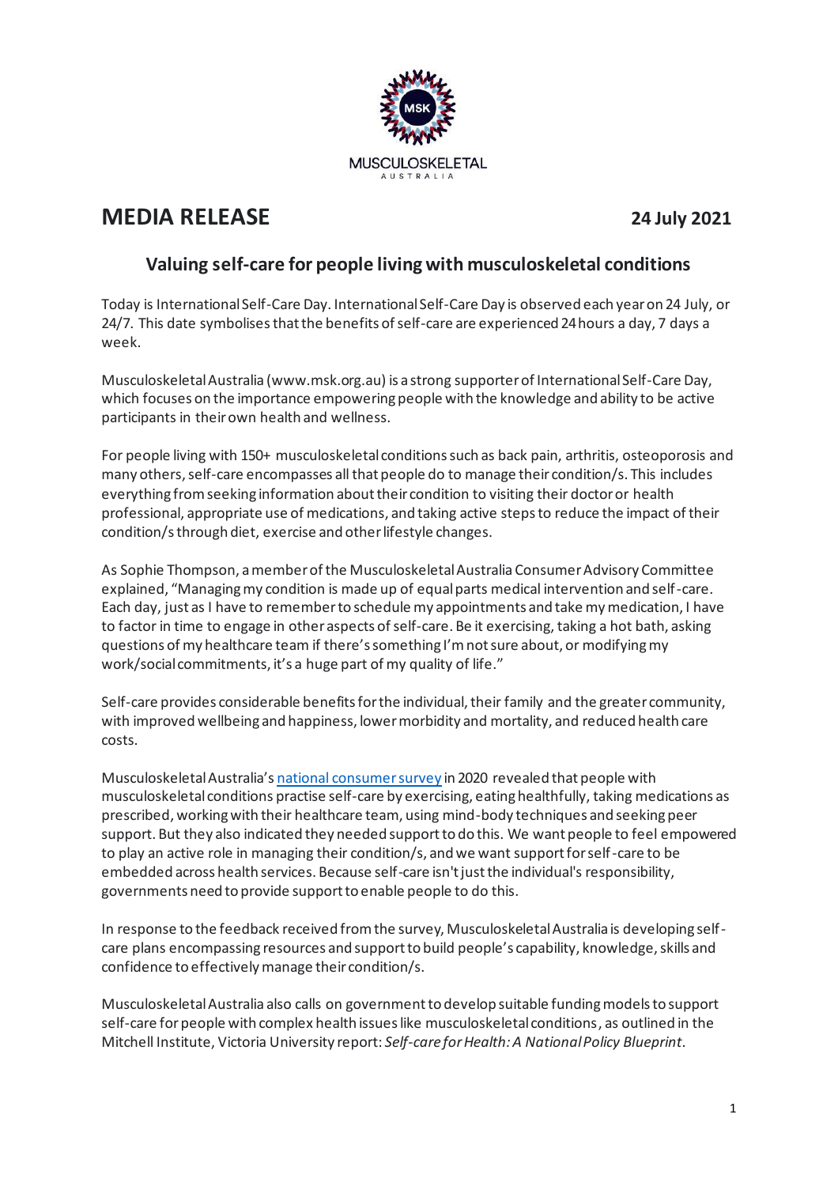MUSCULOSKELETAL AUSTRALIA

# MEDIA RELEASE

**24 July 2021**

## Valuing self-care for people living with musculoskeletal conditions

Today is International Self-Care Day. International Self-Care Day is observed each year on 24 July, or 24/7. This date symbolises that the benefits of self-care are experienced 24 hours a day, 7 days a week.

Musculoskeletal Australia (www.msk.org.au) is a strong supporter of International Self-Care Day, which focuses on the importance empowering people with the knowledge and ability to be active participants in their own health and wellness.

For people living with 150+ musculoskeletal conditions such as back pain, arthritis, osteoporosis and many others, self-care encompasses all that people do to manage their condition/s. This includes everything from seeking information about their condition to visiting their doctor or health professional, appropriate use of medications, and taking active steps to reduce the impact of their condition/s through diet, exercise and other lifestyle changes.

As Sophie Thompson, a member of the Musculoskeletal Australia Consumer Advisory Committee explained, "Managing my condition is made up of equal parts medical intervention and self-care. Each day, just as I have to remember to schedule my appointments and take my medication, I have to factor in time to engage in other aspects of self-care. Be it exercising, taking a hot bath, asking questions of my healthcare team if there's something I'm not sure about, or modifying my work/social commitments, it's a huge part of my quality of life."

Self-care provides considerable benefits for the individual, their family and the greater community, with improved wellbeing and happiness, lower morbidity and mortality, and reduced health care costs.

Musculoskeletal Australia's national consumer survey in 2020 revealed that people with musculoskeletal conditions practise self-care by exercising, eating healthfully, taking medications as prescribed, working with their healthcare team, using mind-body techniques and seeking peer support. But they also indicated they needed support to do this. We want people to feel empowered to play an active role in managing their condition/s, and we want support for self-care to be embedded across health services. Because self-care isn't just the individual's responsibility, governments need to provide support to enable people to do this.

In response to the feedback received from the survey, Musculoskeletal Australia is developing self-care plans encompassing resources and support to build people's capability, knowledge, skills and confidence to effectively manage their condition/s.

Musculoskeletal Australia also calls on government to develop suitable funding models to support self-care for people with complex health issues like musculoskeletal conditions, as outlined in the Mitchell Institute, Victoria University report: *Self-care for Health: A National Policy Blueprint*.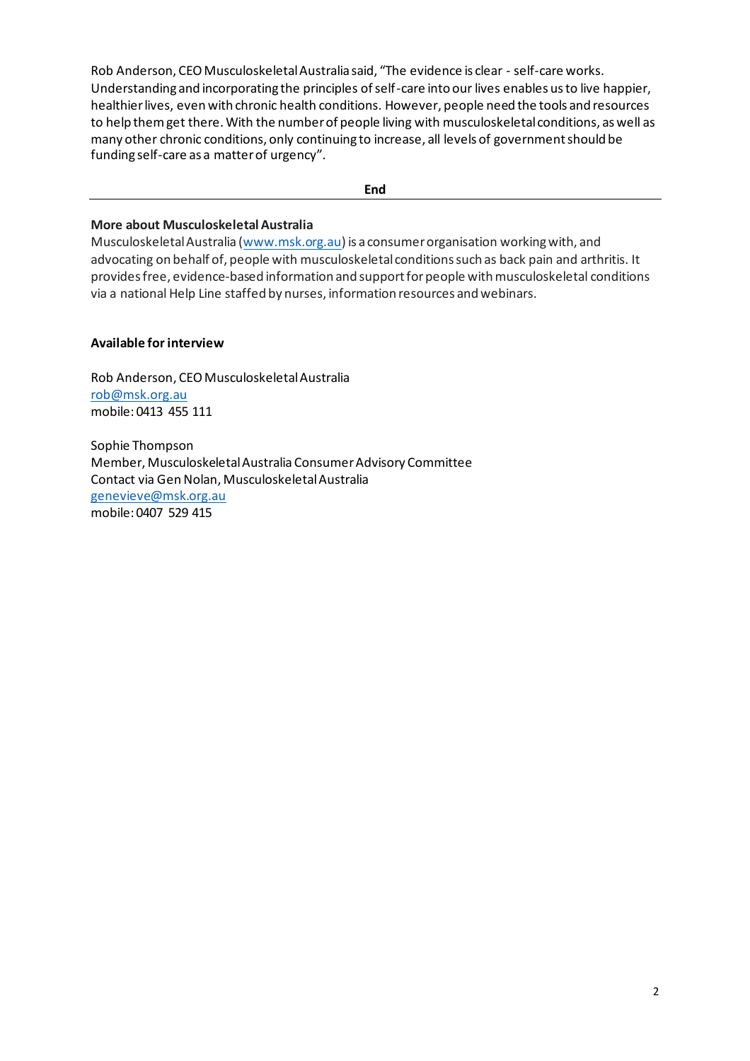Rob Anderson, CEO Musculoskeletal Australia said, "The evidence is clear - self-care works. Understanding and incorporating the principles of self-care into our lives enables us to live happier, healthier lives, even with chronic health conditions. However, people need the tools and resources to help them get there. With the number of people living with musculoskeletal conditions, as well as many other chronic conditions, only continuing to increase, all levels of government should be funding self-care as a matter of urgency".

**End**

---

**More about Musculoskeletal Australia**

Musculoskeletal Australia (www.msk.org.au) is a consumer organisation working with, and advocating on behalf of, people with musculoskeletal conditions such as back pain and arthritis. It provides free, evidence-based information and support for people with musculoskeletal conditions via a national Help Line staffed by nurses, information resources and webinars.

**Available for interview**

Rob Anderson, CEO Musculoskeletal Australia
rob@msk.org.au
mobile: 0413 455 111

Sophie Thompson
Member, Musculoskeletal Australia Consumer Advisory Committee
Contact via Gen Nolan, Musculoskeletal Australia
genevieve@msk.org.au
mobile: 0407 529 415